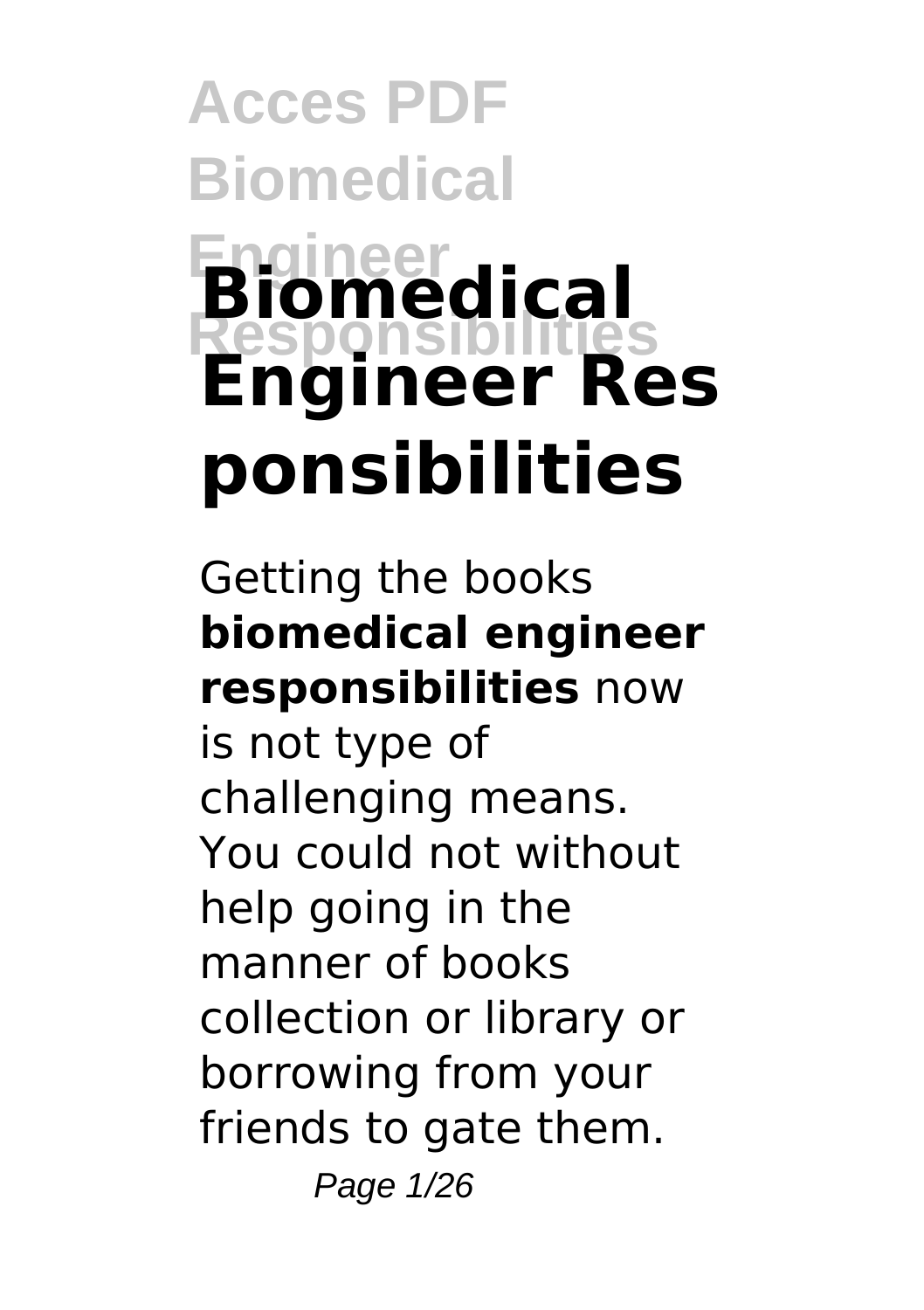# Biomedical Engineer Responsibilities

Getting the books **biomedical engineer responsibilities** now is not type of challenging means. You could not without help going in the manner of books collection or library or borrowing from your friends to gate them.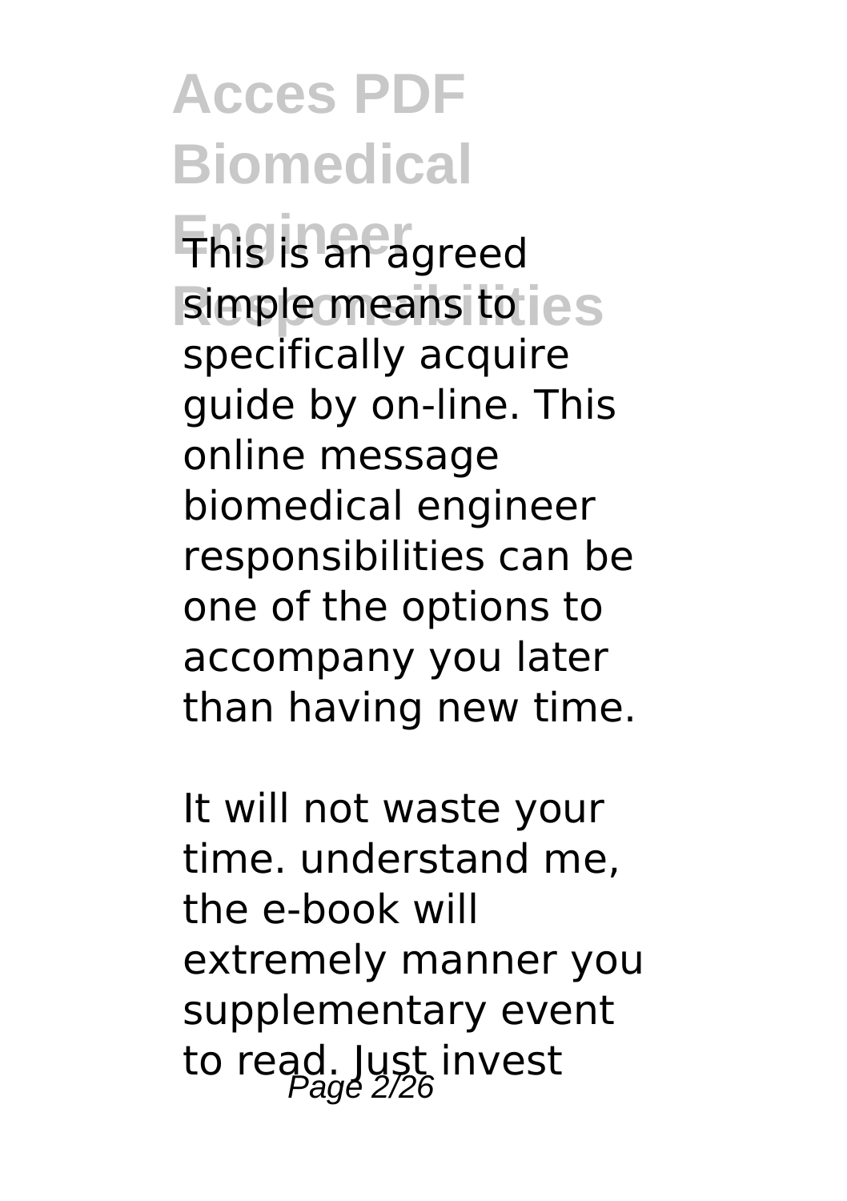This is an agreed simple means to specifically acquire guide by on-line. This online message biomedical engineer responsibilities can be one of the options to accompany you later than having new time.

It will not waste your time. understand me, the e-book will extremely manner you supplementary event to read. Just invest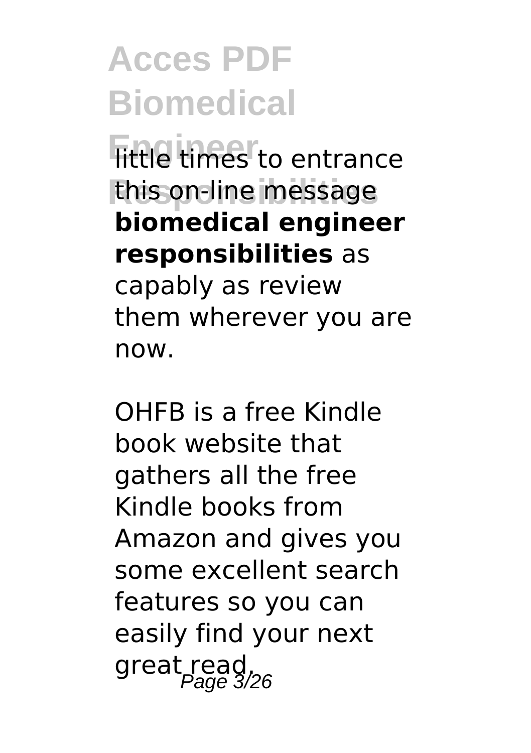little times to entrance this on-line message **biomedical engineer responsibilities** as capably as review them wherever you are now.

OHFB is a free Kindle book website that gathers all the free Kindle books from Amazon and gives you some excellent search features so you can easily find your next great read.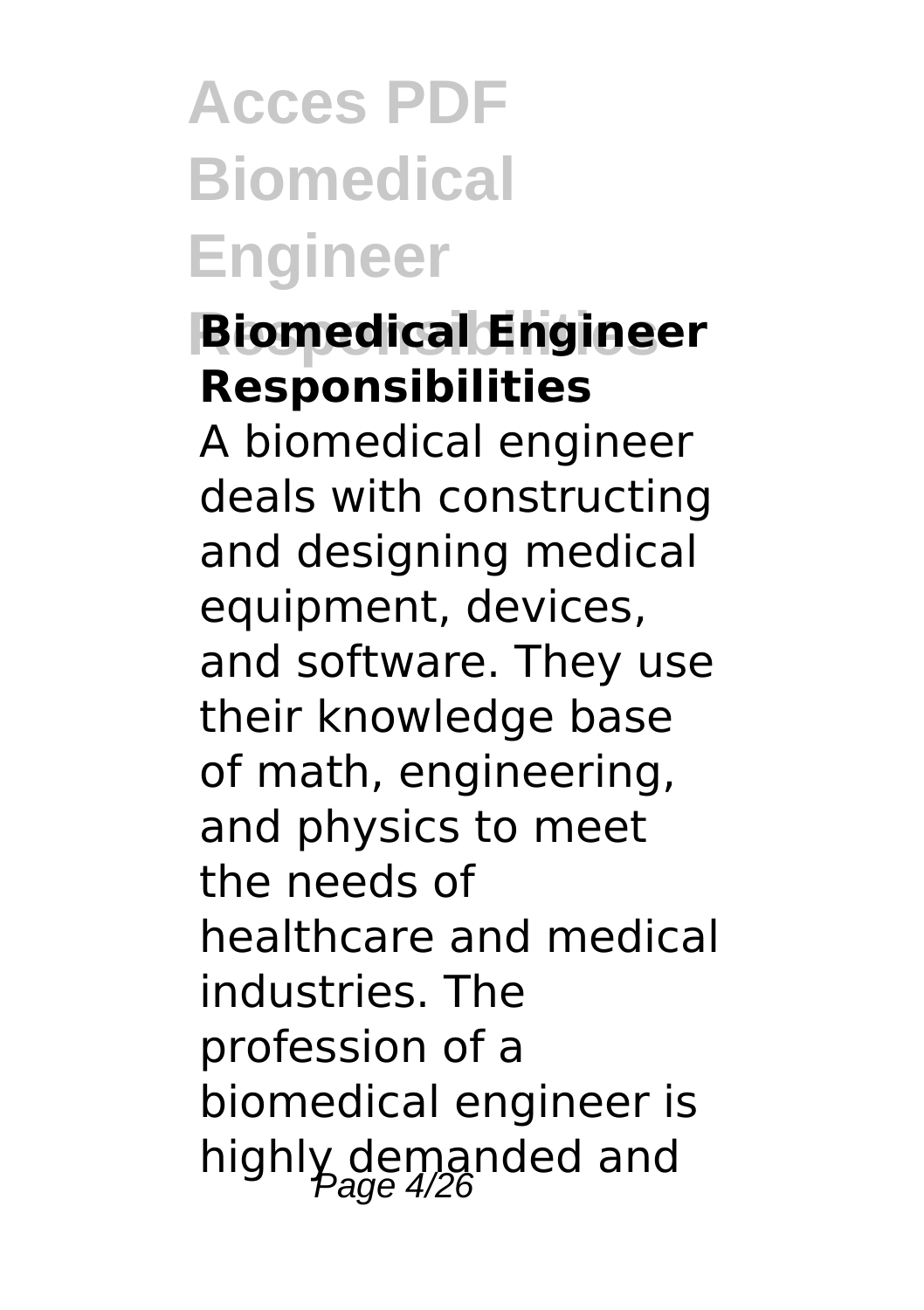## Biomedical Engineer Responsibilities

A biomedical engineer deals with constructing and designing medical equipment, devices, and software. They use their knowledge base of math, engineering, and physics to meet the needs of healthcare and medical industries. The profession of a biomedical engineer is highly demanded and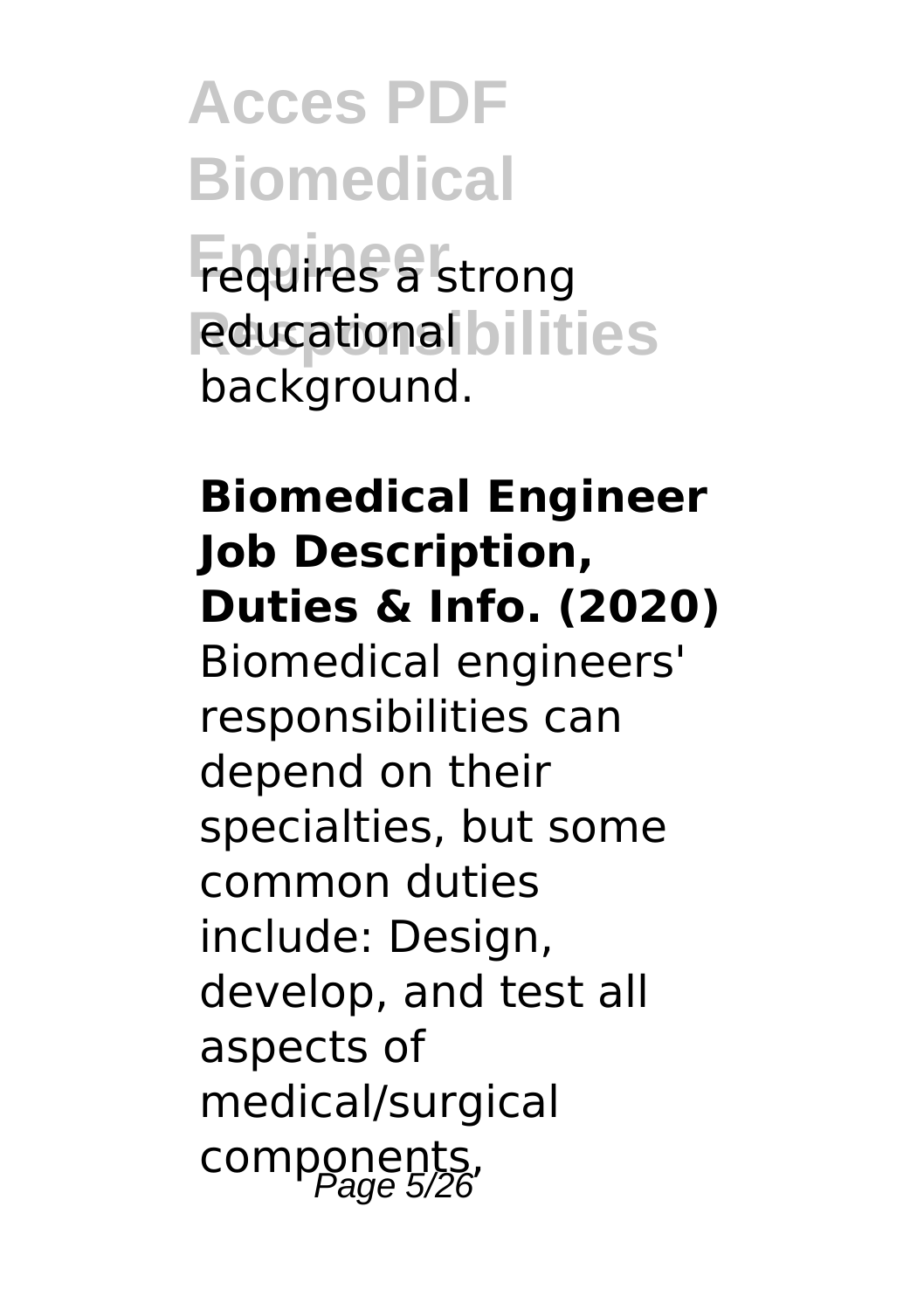requires a strong educational background.

**Biomedical Engineer Job Description, Duties & Info. (2020)**

Biomedical engineers' responsibilities can depend on their specialties, but some common duties include: Design, develop, and test all aspects of medical/surgical components,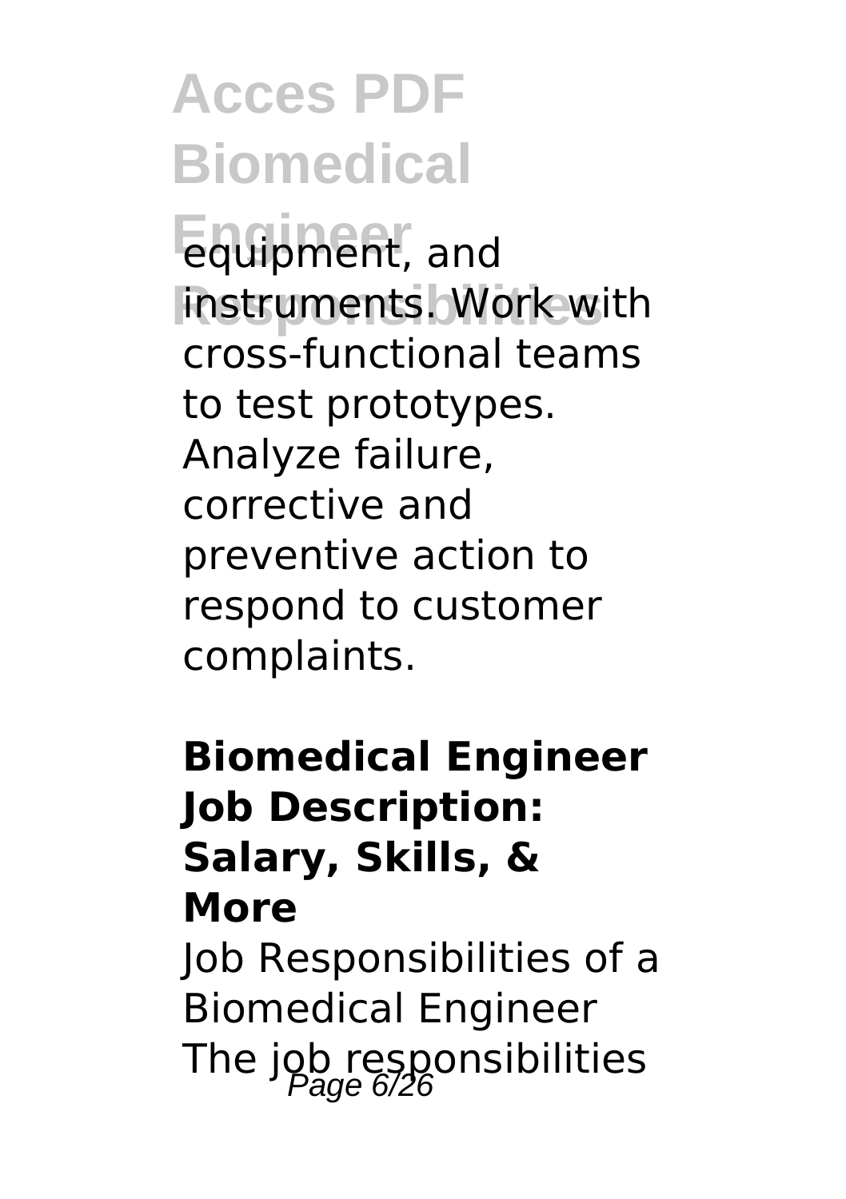equipment, and instruments. Work with cross-functional teams to test prototypes. Analyze failure, corrective and preventive action to respond to customer complaints.

**Biomedical Engineer Job Description: Salary, Skills, & More**

Job Responsibilities of a Biomedical Engineer The job responsibilities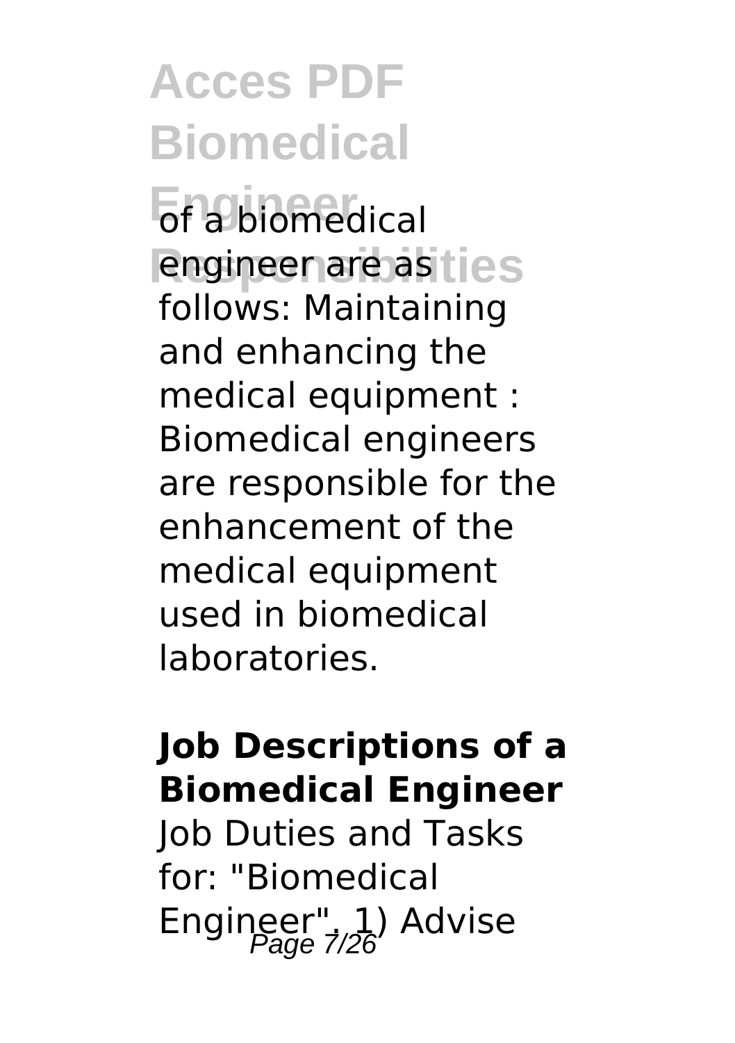of a biomedical engineer are as follows: Maintaining and enhancing the medical equipment : Biomedical engineers are responsible for the enhancement of the medical equipment used in biomedical laboratories.

**Job Descriptions of a Biomedical Engineer**

Job Duties and Tasks for: "Biomedical Engineer". 1) Advise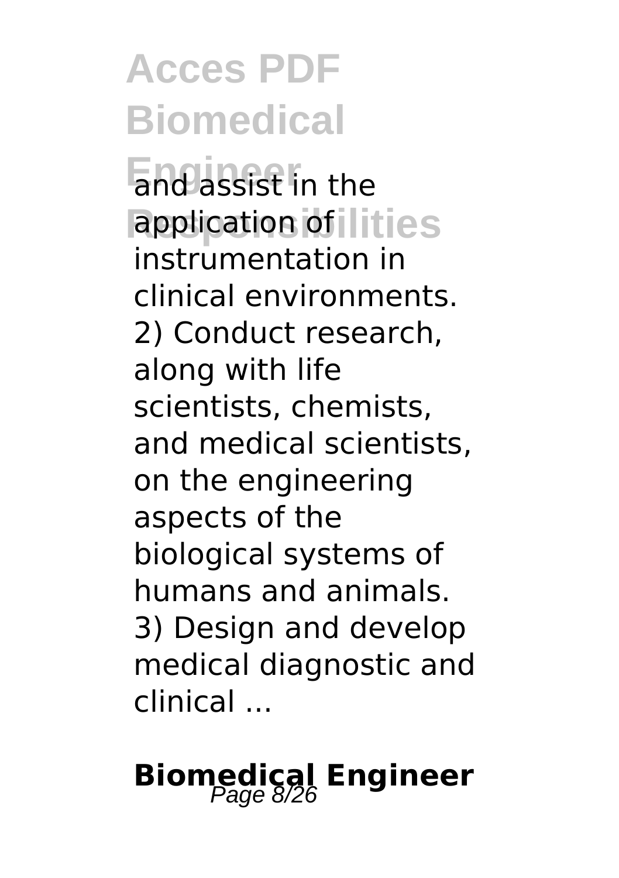and assist in the application of instrumentation in clinical environments. 2) Conduct research, along with life scientists, chemists, and medical scientists, on the engineering aspects of the biological systems of humans and animals. 3) Design and develop medical diagnostic and clinical ...

## Biomedical Engineer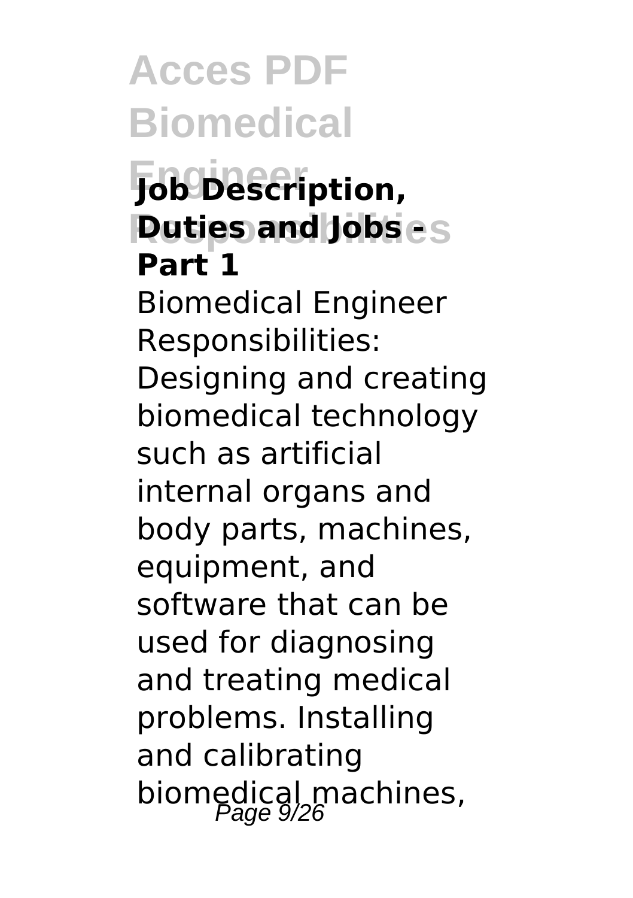**Job Description, Duties and Jobs - Part 1**

Biomedical Engineer Responsibilities: Designing and creating biomedical technology such as artificial internal organs and body parts, machines, equipment, and software that can be used for diagnosing and treating medical problems. Installing and calibrating biomedical machines,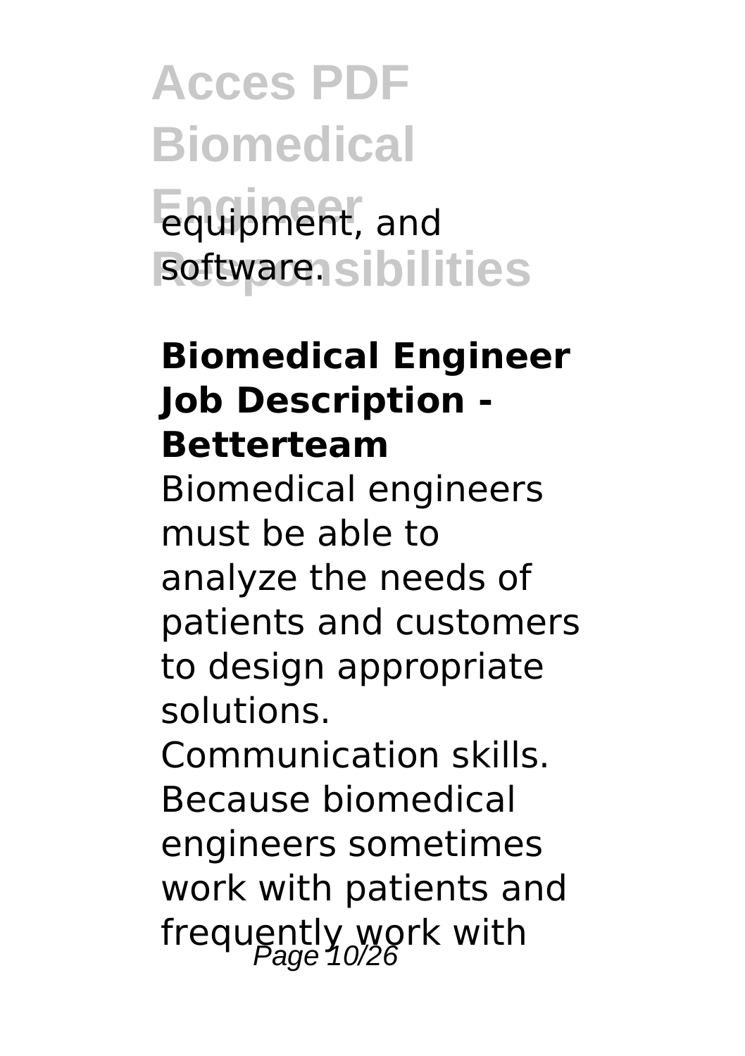equipment, and software.

**Biomedical Engineer Job Description - Betterteam**

Biomedical engineers must be able to analyze the needs of patients and customers to design appropriate solutions. Communication skills. Because biomedical engineers sometimes work with patients and frequently work with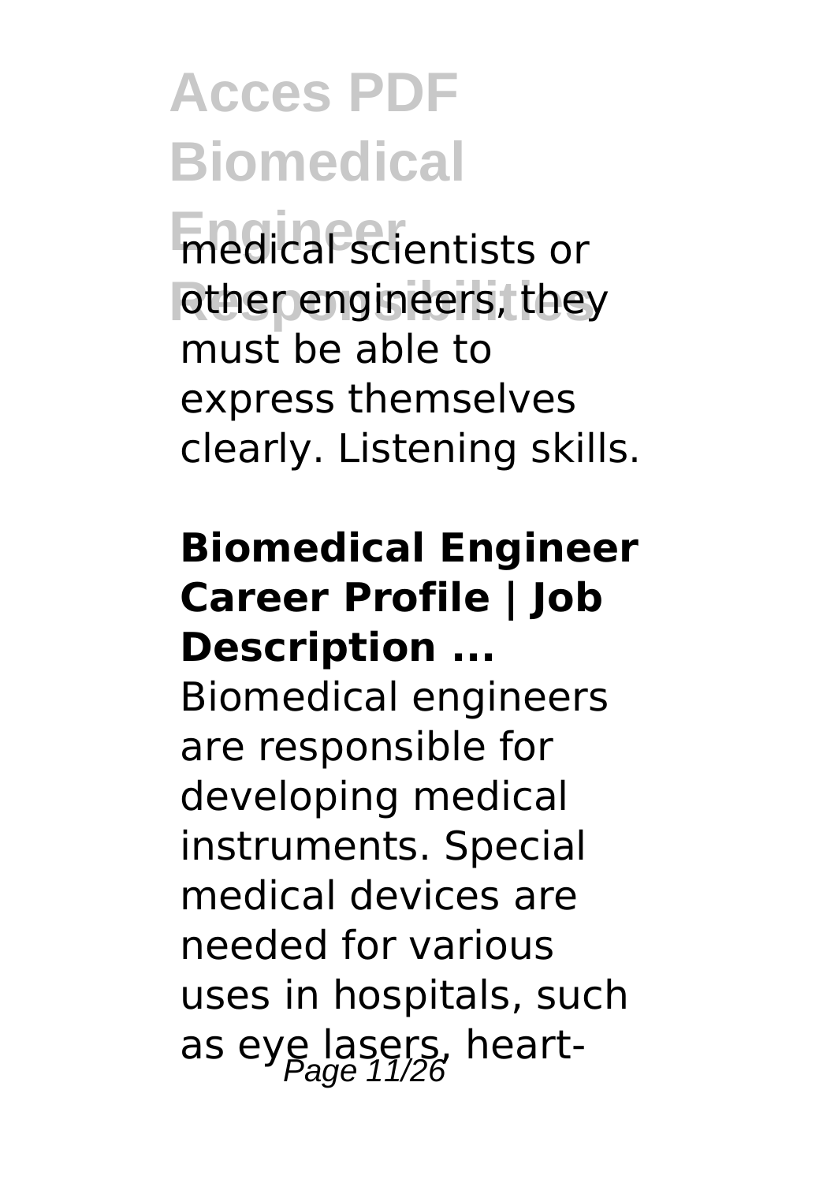medical scientists or other engineers, they must be able to express themselves clearly. Listening skills.

**Biomedical Engineer Career Profile | Job Description ...**

Biomedical engineers are responsible for developing medical instruments. Special medical devices are needed for various uses in hospitals, such as eye lasers, heart-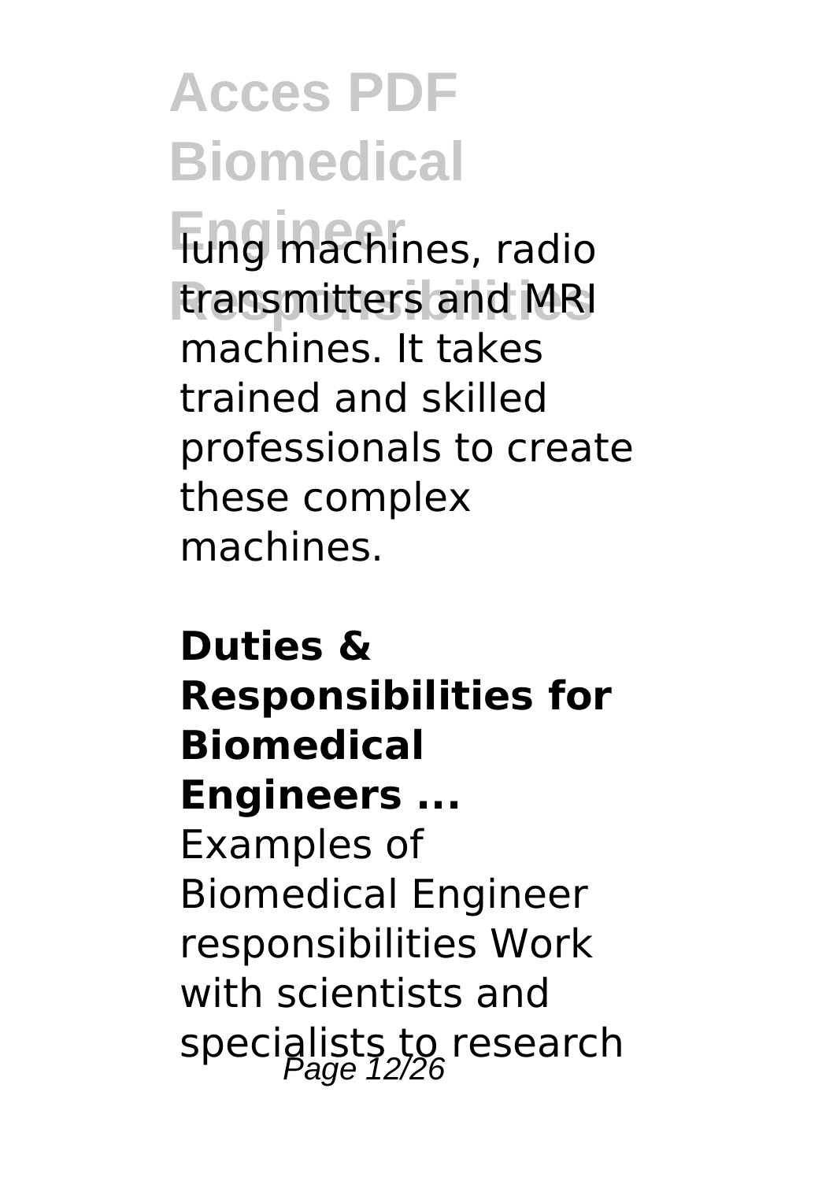lung machines, radio transmitters and MRI machines. It takes trained and skilled professionals to create these complex machines.

**Duties & Responsibilities for Biomedical Engineers ...**

Examples of Biomedical Engineer responsibilities Work with scientists and specialists to research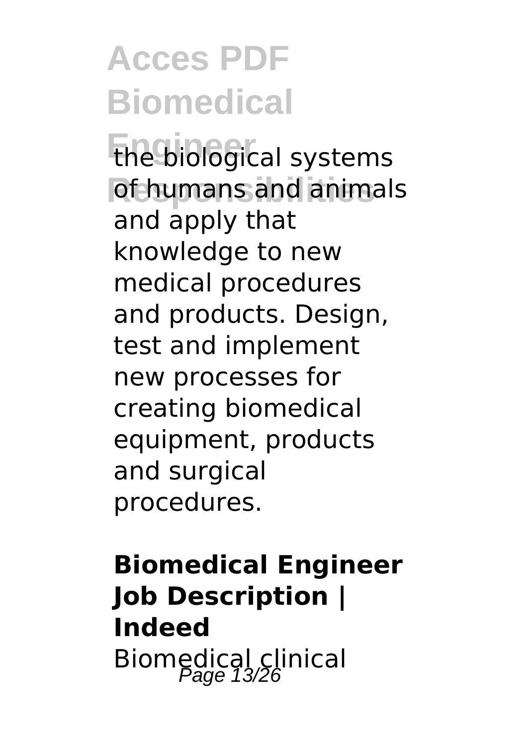the biological systems of humans and animals and apply that knowledge to new medical procedures and products. Design, test and implement new processes for creating biomedical equipment, products and surgical procedures.

**Biomedical Engineer Job Description | Indeed**

Biomedical clinical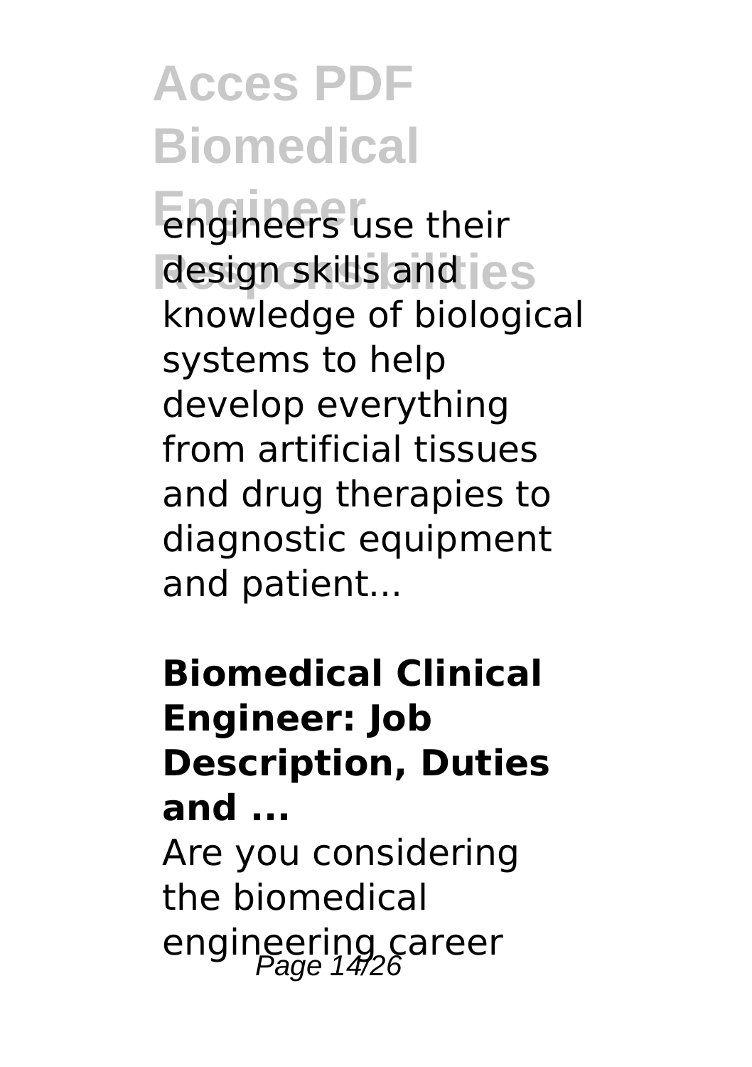engineers use their design skills and knowledge of biological systems to help develop everything from artificial tissues and drug therapies to diagnostic equipment and patient...

**Biomedical Clinical Engineer: Job Description, Duties and ...**

Are you considering the biomedical engineering career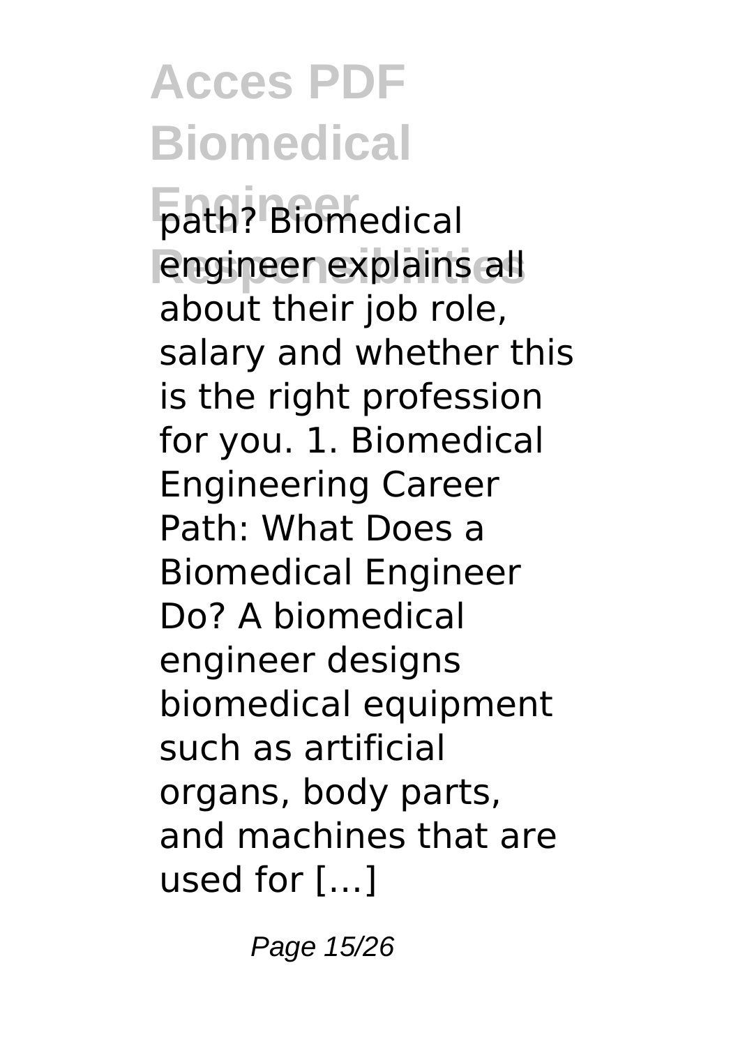path? Biomedical engineer explains all about their job role, salary and whether this is the right profession for you. 1. Biomedical Engineering Career Path: What Does a Biomedical Engineer Do? A biomedical engineer designs biomedical equipment such as artificial organs, body parts, and machines that are used for […]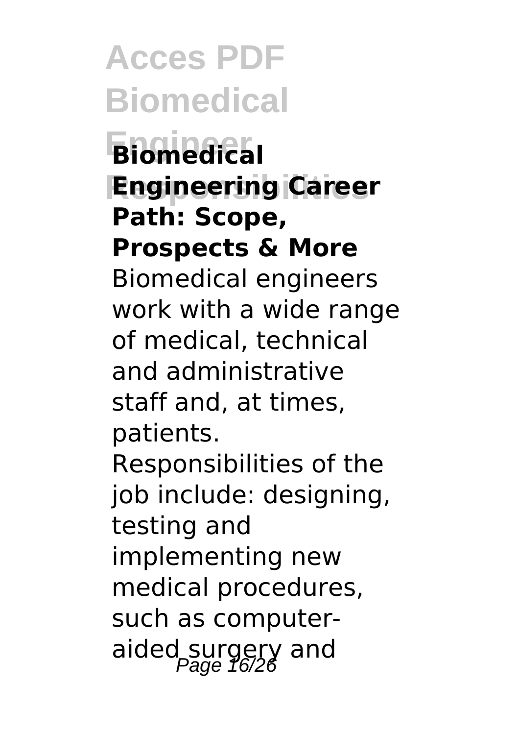**Biomedical Engineering Career Path: Scope, Prospects & More**

Biomedical engineers work with a wide range of medical, technical and administrative staff and, at times, patients. Responsibilities of the job include: designing, testing and implementing new medical procedures, such as computer-aided surgery and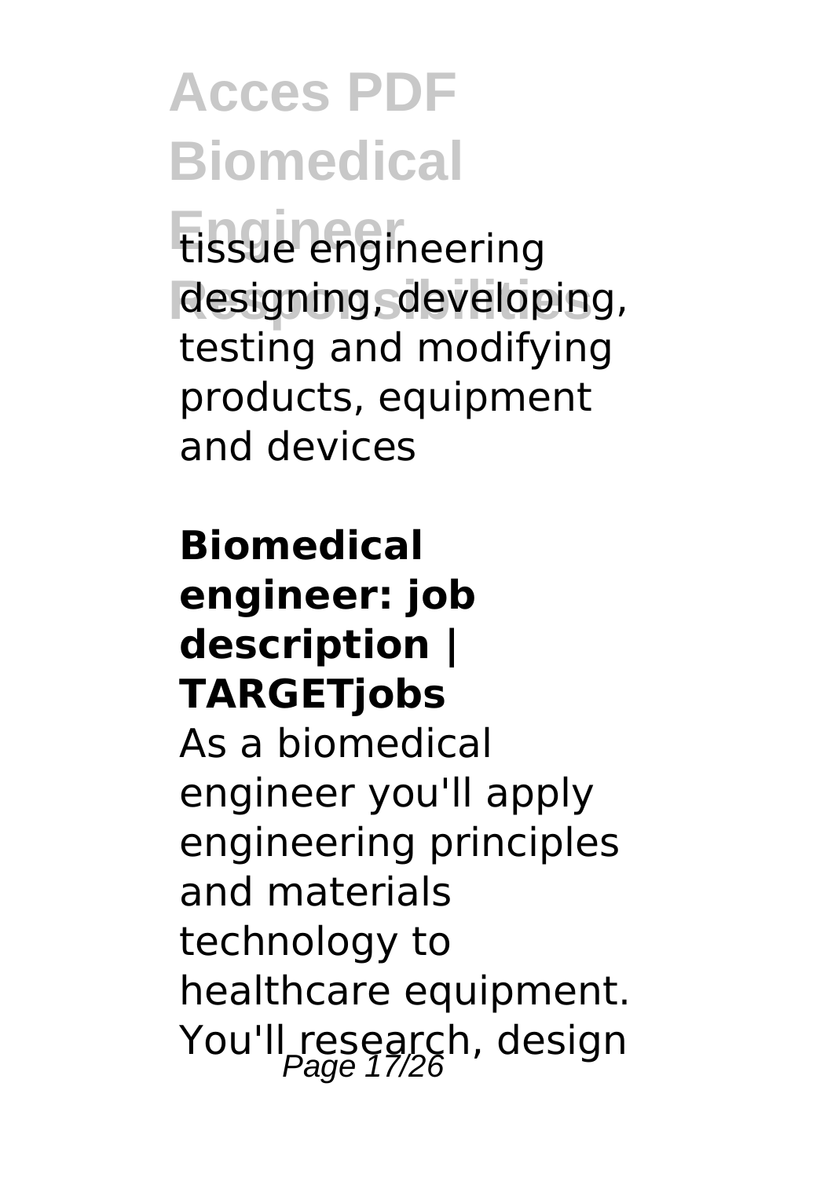tissue engineering designing, developing, testing and modifying products, equipment and devices

**Biomedical engineer: job description | TARGETjobs**

As a biomedical engineer you'll apply engineering principles and materials technology to healthcare equipment. You'll research, design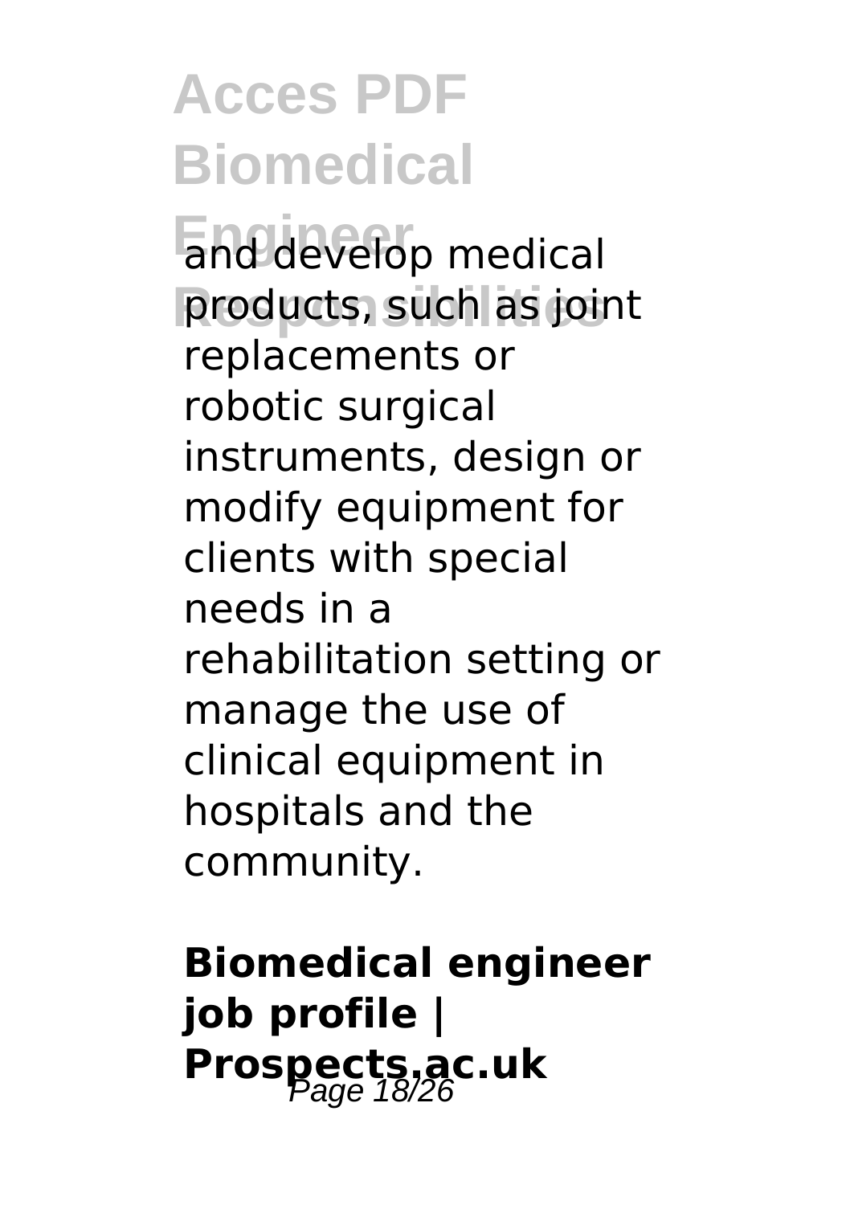and develop medical products, such as joint replacements or robotic surgical instruments, design or modify equipment for clients with special needs in a rehabilitation setting or manage the use of clinical equipment in hospitals and the community.

**Biomedical engineer job profile | Prospects.ac.uk**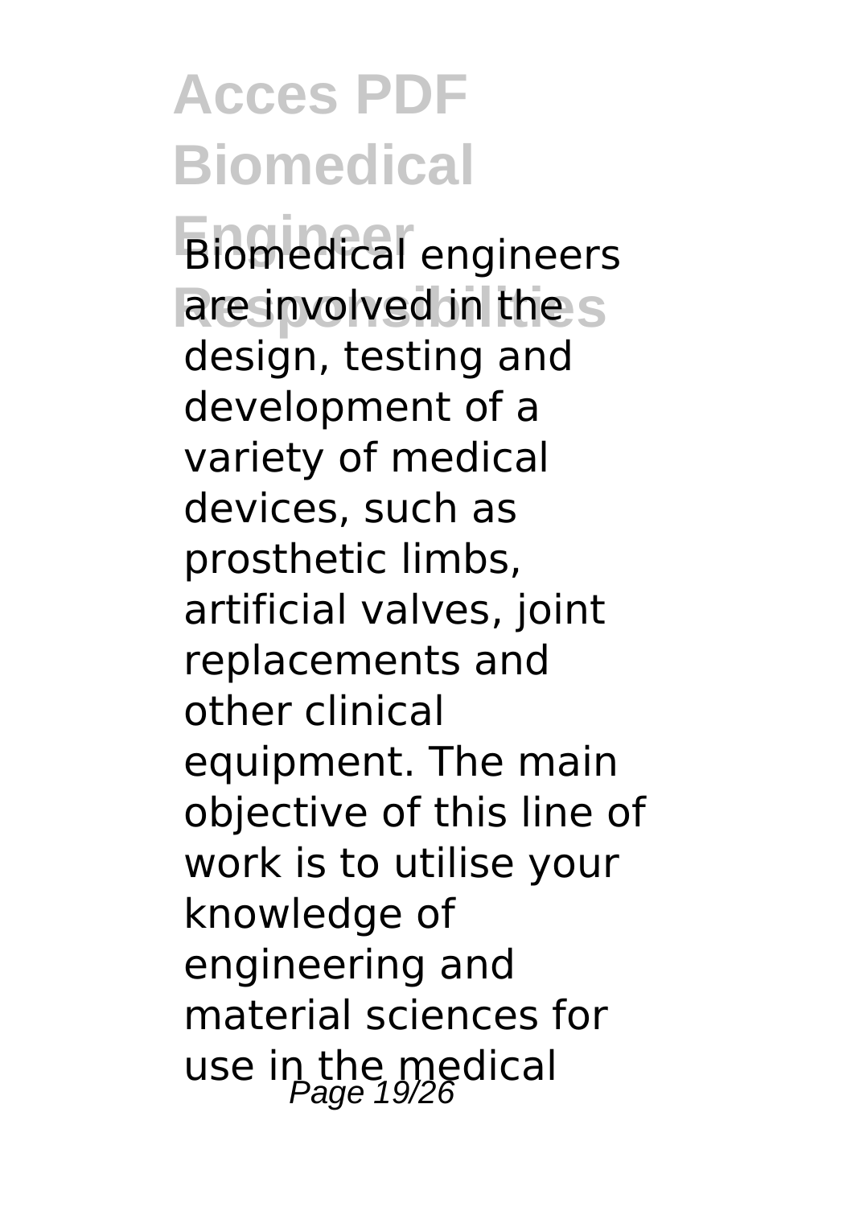Biomedical engineers are involved in the design, testing and development of a variety of medical devices, such as prosthetic limbs, artificial valves, joint replacements and other clinical equipment. The main objective of this line of work is to utilise your knowledge of engineering and material sciences for use in the medical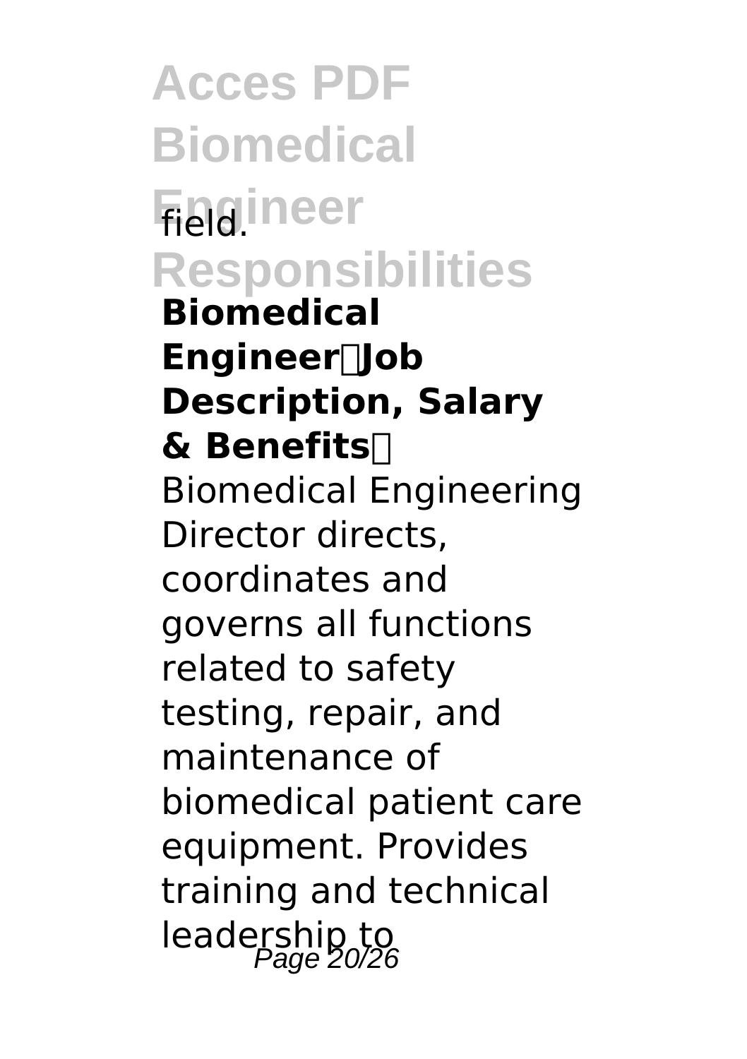field.

**Biomedical Engineer Job Description, Salary & Benefits**

Biomedical Engineering Director directs, coordinates and governs all functions related to safety testing, repair, and maintenance of biomedical patient care equipment. Provides training and technical leadership to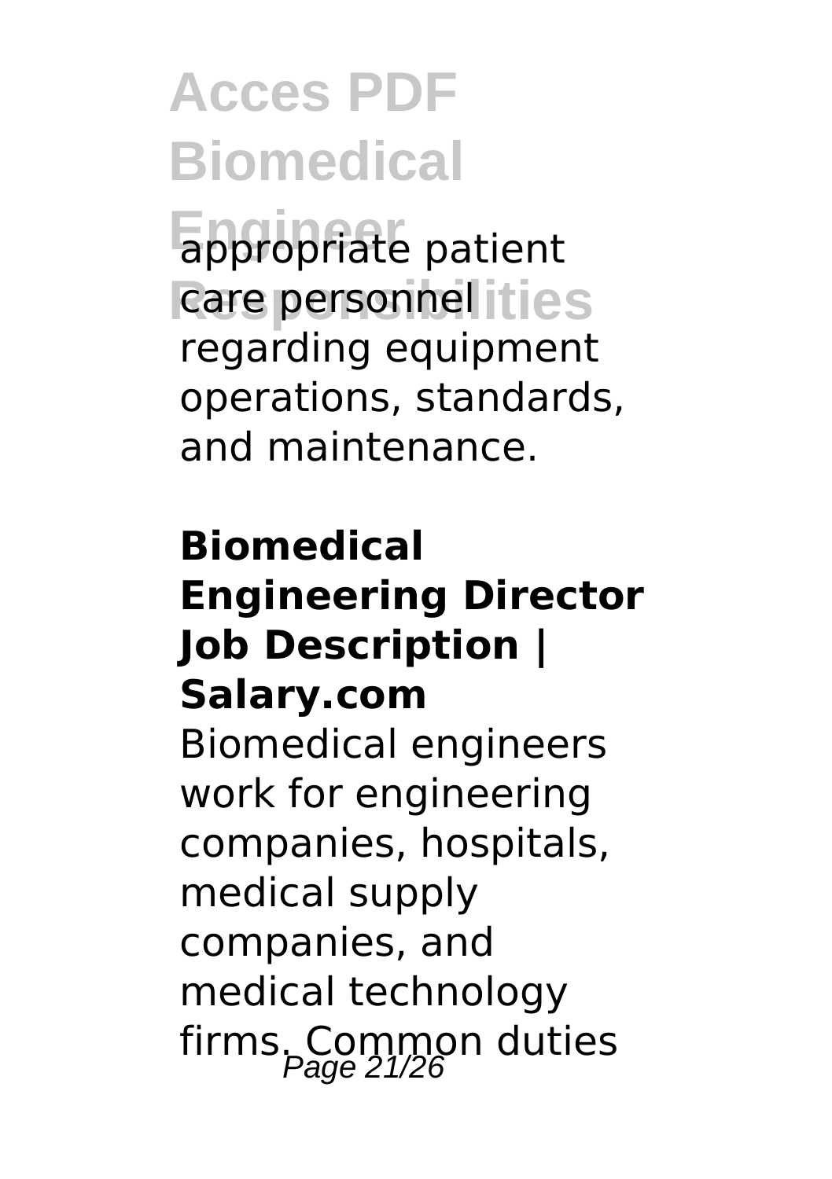appropriate patient care personnel regarding equipment operations, standards, and maintenance.

**Biomedical Engineering Director Job Description | Salary.com**

Biomedical engineers work for engineering companies, hospitals, medical supply companies, and medical technology firms. Common duties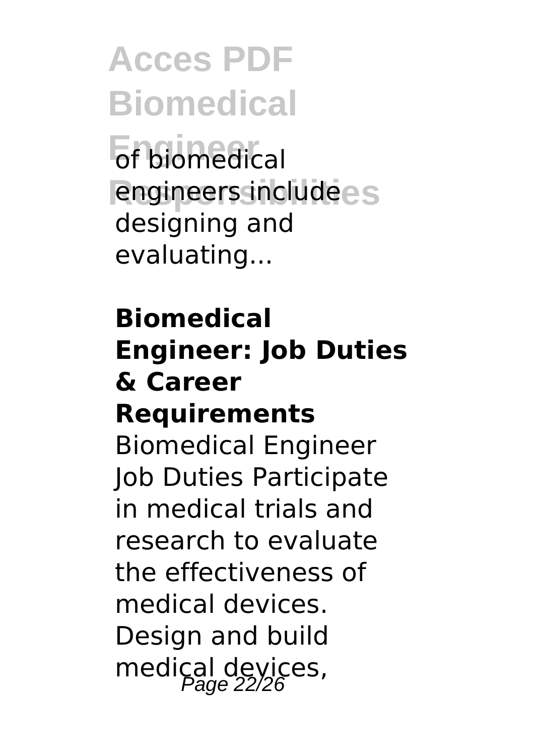of biomedical engineers include designing and evaluating...

**Biomedical Engineer: Job Duties & Career Requirements**

Biomedical Engineer Job Duties Participate in medical trials and research to evaluate the effectiveness of medical devices. Design and build medical devices,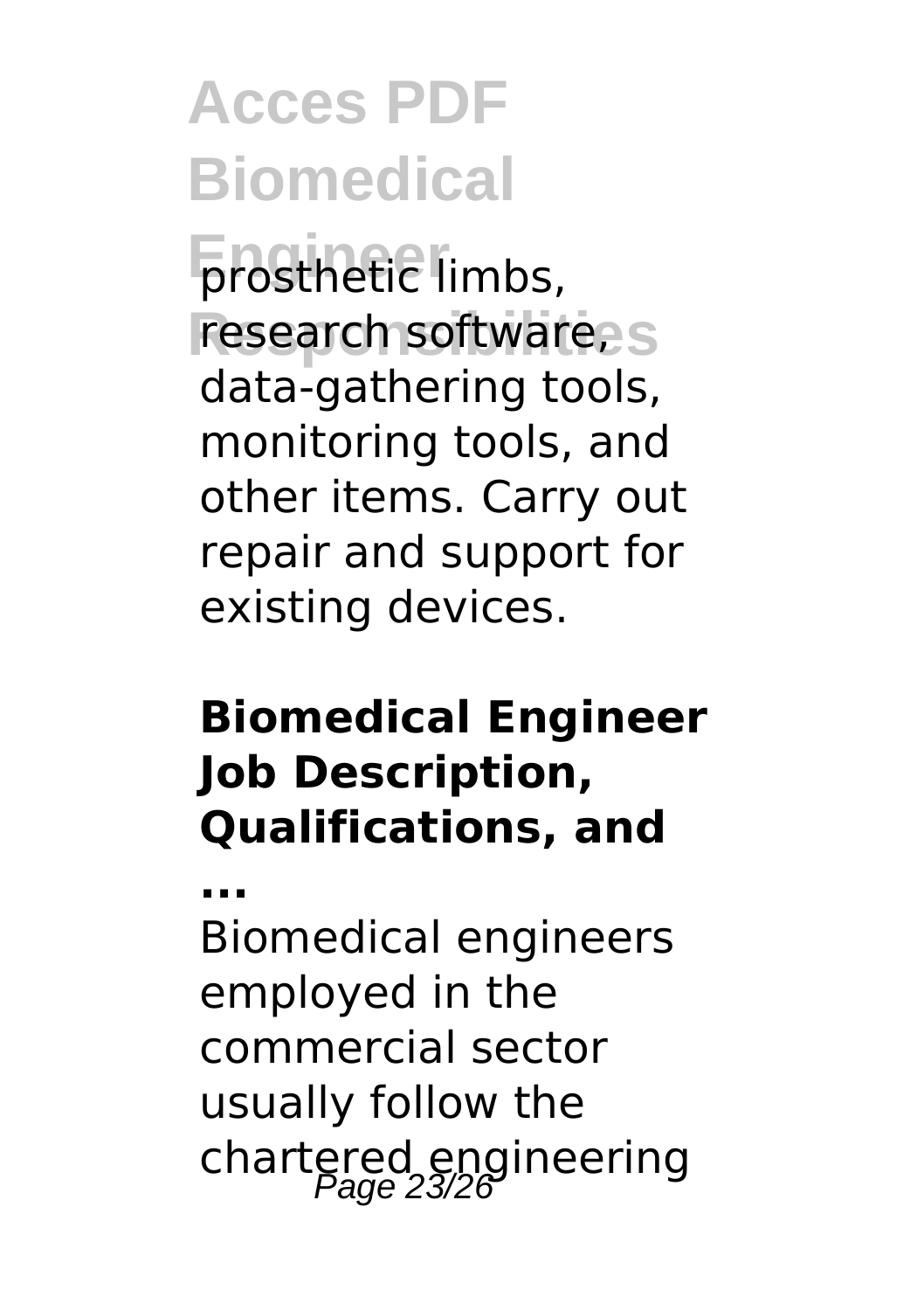prosthetic limbs, research software, data-gathering tools, monitoring tools, and other items. Carry out repair and support for existing devices.

## Biomedical Engineer Job Description, Qualifications, and ...

Biomedical engineers employed in the commercial sector usually follow the chartered engineering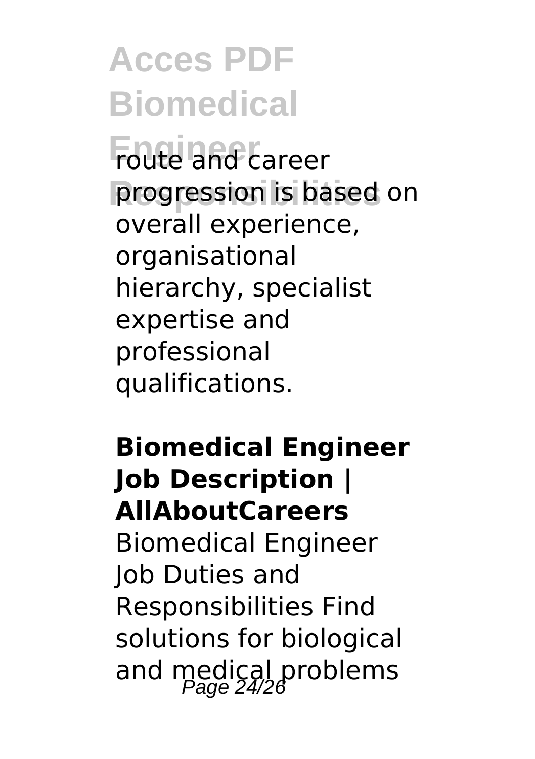route and career progression is based on overall experience, organisational hierarchy, specialist expertise and professional qualifications.

**Biomedical Engineer Job Description | AllAboutCareers**

Biomedical Engineer Job Duties and Responsibilities Find solutions for biological and medical problems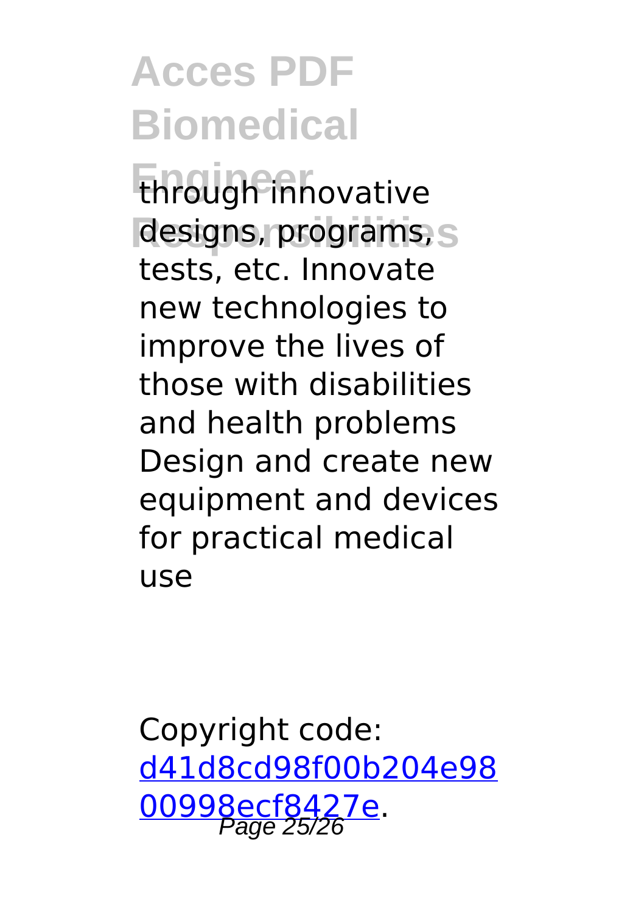through innovative designs, programs, tests, etc. Innovate new technologies to improve the lives of those with disabilities and health problems Design and create new equipment and devices for practical medical use

Copyright code: d41d8cd98f00b204e9800998ecf8427e.